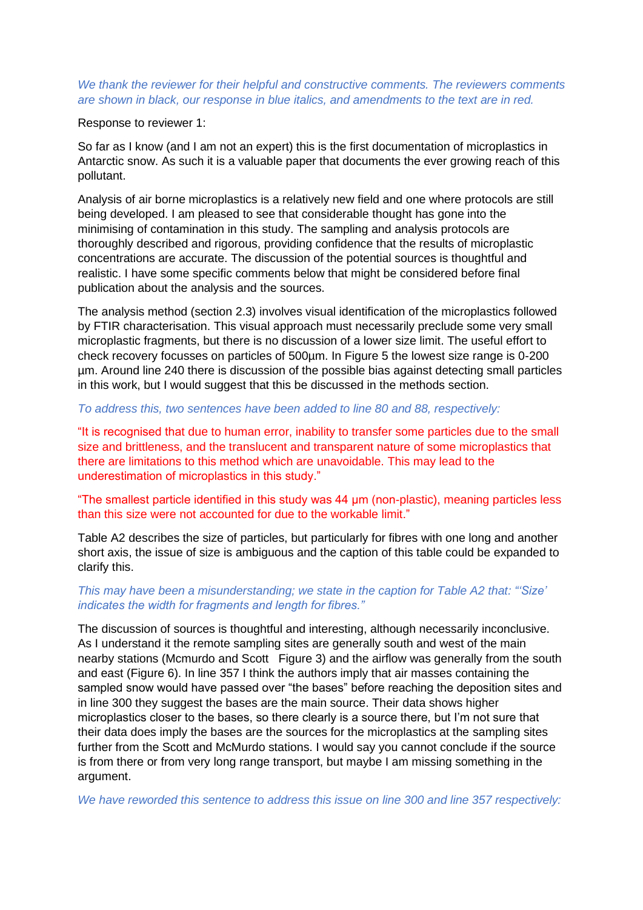*We thank the reviewer for their helpful and constructive comments. The reviewers comments are shown in black, our response in blue italics, and amendments to the text are in red.*

Response to reviewer 1:

So far as I know (and I am not an expert) this is the first documentation of microplastics in Antarctic snow. As such it is a valuable paper that documents the ever growing reach of this pollutant.

Analysis of air borne microplastics is a relatively new field and one where protocols are still being developed. I am pleased to see that considerable thought has gone into the minimising of contamination in this study. The sampling and analysis protocols are thoroughly described and rigorous, providing confidence that the results of microplastic concentrations are accurate. The discussion of the potential sources is thoughtful and realistic. I have some specific comments below that might be considered before final publication about the analysis and the sources.

The analysis method (section 2.3) involves visual identification of the microplastics followed by FTIR characterisation. This visual approach must necessarily preclude some very small microplastic fragments, but there is no discussion of a lower size limit. The useful effort to check recovery focusses on particles of 500µm. In Figure 5 the lowest size range is 0-200 µm. Around line 240 there is discussion of the possible bias against detecting small particles in this work, but I would suggest that this be discussed in the methods section.

*To address this, two sentences have been added to line 80 and 88, respectively:*

"It is recognised that due to human error, inability to transfer some particles due to the small size and brittleness, and the translucent and transparent nature of some microplastics that there are limitations to this method which are unavoidable. This may lead to the underestimation of microplastics in this study."

"The smallest particle identified in this study was 44 µm (non-plastic), meaning particles less than this size were not accounted for due to the workable limit."

Table A2 describes the size of particles, but particularly for fibres with one long and another short axis, the issue of size is ambiguous and the caption of this table could be expanded to clarify this.

*This may have been a misunderstanding; we state in the caption for Table A2 that: "'Size' indicates the width for fragments and length for fibres."*

The discussion of sources is thoughtful and interesting, although necessarily inconclusive. As I understand it the remote sampling sites are generally south and west of the main nearby stations (Mcmurdo and Scott Figure 3) and the airflow was generally from the south and east (Figure 6). In line 357 I think the authors imply that air masses containing the sampled snow would have passed over "the bases" before reaching the deposition sites and in line 300 they suggest the bases are the main source. Their data shows higher microplastics closer to the bases, so there clearly is a source there, but I'm not sure that their data does imply the bases are the sources for the microplastics at the sampling sites further from the Scott and McMurdo stations. I would say you cannot conclude if the source is from there or from very long range transport, but maybe I am missing something in the argument.

*We have reworded this sentence to address this issue on line 300 and line 357 respectively:*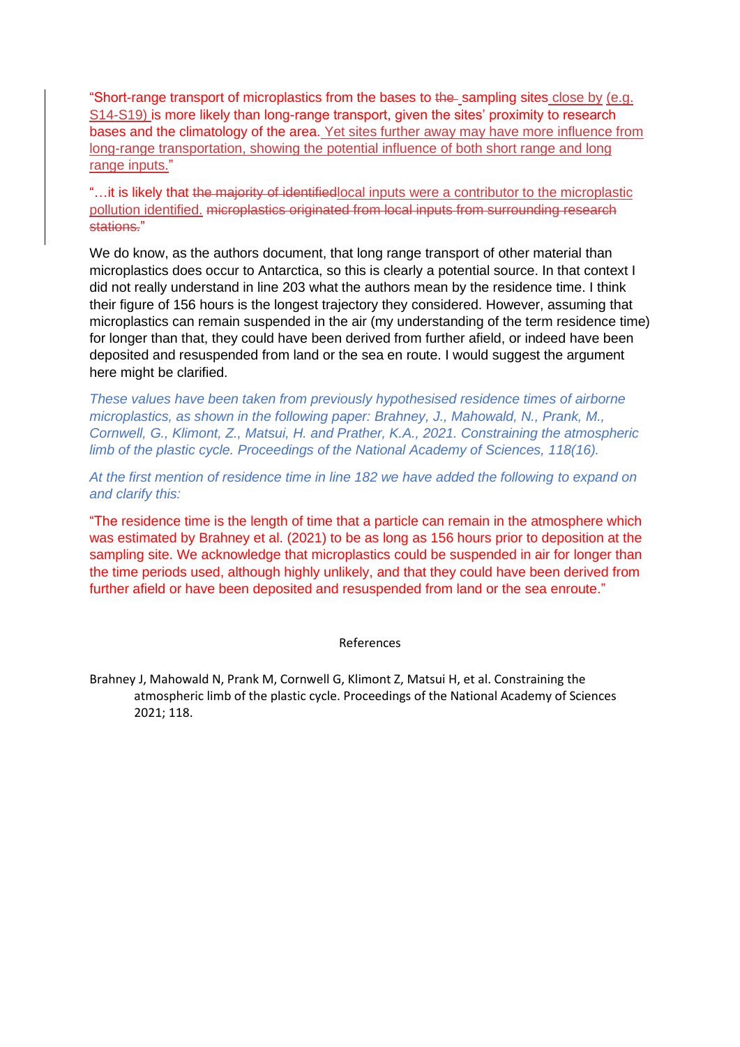"Short-range transport of microplastics from the bases to the  sampling sites close by (e.g. S14-S19) is more likely than long-range transport, given the sites' proximity to research bases and the climatology of the area. Yet sites further away may have more influence from long-range transportation, showing the potential influence of both short range and long range inputs."

"…it is likely that ~~the majority of identified~~local inputs were a contributor to the microplastic pollution identified. ~~microplastics originated from local inputs from surrounding research stations.~~"

We do know, as the authors document, that long range transport of other material than microplastics does occur to Antarctica, so this is clearly a potential source. In that context I did not really understand in line 203 what the authors mean by the residence time. I think their figure of 156 hours is the longest trajectory they considered. However, assuming that microplastics can remain suspended in the air (my understanding of the term residence time) for longer than that, they could have been derived from further afield, or indeed have been deposited and resuspended from land or the sea en route. I would suggest the argument here might be clarified.

*These values have been taken from previously hypothesised residence times of airborne microplastics, as shown in the following paper: Brahney, J., Mahowald, N., Prank, M., Cornwell, G., Klimont, Z., Matsui, H. and Prather, K.A., 2021. Constraining the atmospheric limb of the plastic cycle. Proceedings of the National Academy of Sciences, 118(16).*

*At the first mention of residence time in line 182 we have added the following to expand on and clarify this:*

"The residence time is the length of time that a particle can remain in the atmosphere which was estimated by Brahney et al. (2021) to be as long as 156 hours prior to deposition at the sampling site. We acknowledge that microplastics could be suspended in air for longer than the time periods used, although highly unlikely, and that they could have been derived from further afield or have been deposited and resuspended from land or the sea enroute."

## References

Brahney J, Mahowald N, Prank M, Cornwell G, Klimont Z, Matsui H, et al. Constraining the atmospheric limb of the plastic cycle. Proceedings of the National Academy of Sciences 2021; 118.